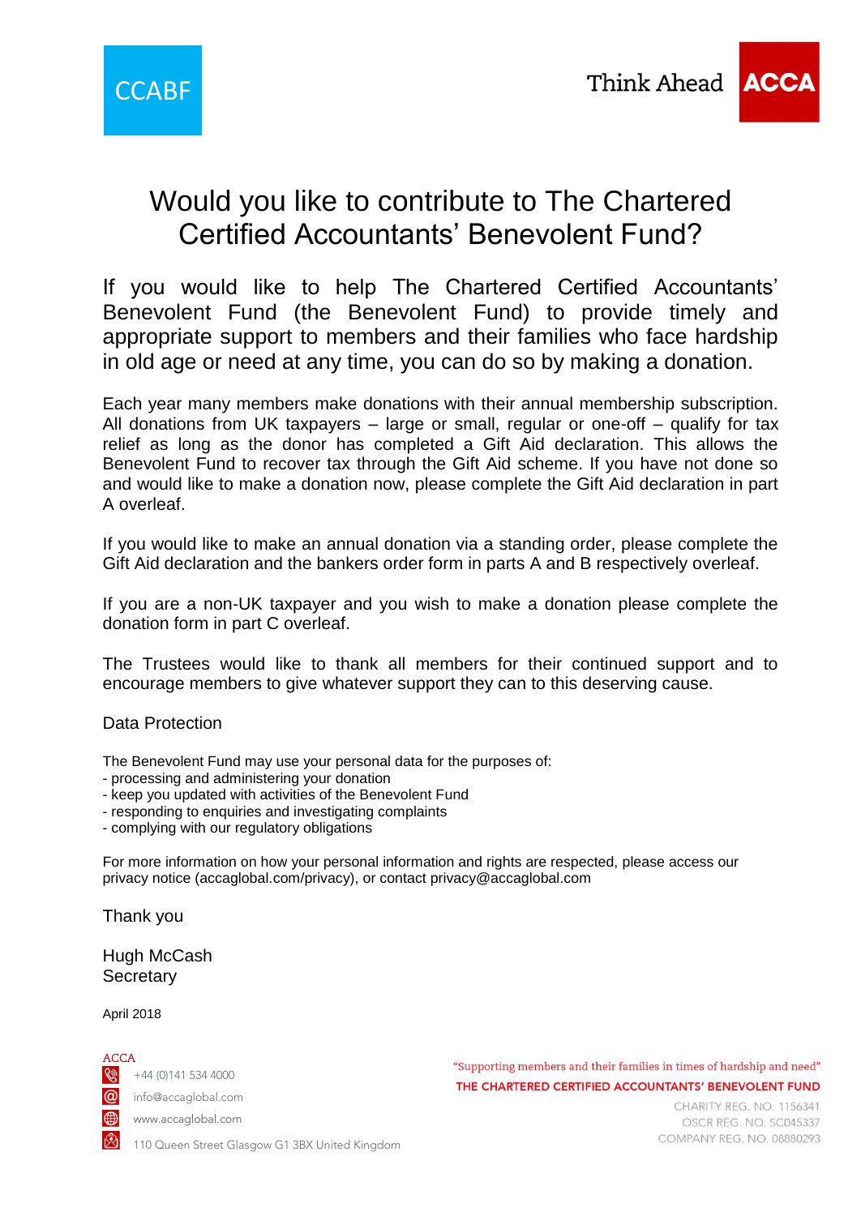CCABF

Think Ahead ACCA

# Would you like to contribute to The Chartered Certified Accountants' Benevolent Fund?

If you would like to help The Chartered Certified Accountants' Benevolent Fund (the Benevolent Fund) to provide timely and appropriate support to members and their families who face hardship in old age or need at any time, you can do so by making a donation.

Each year many members make donations with their annual membership subscription. All donations from UK taxpayers – large or small, regular or one-off – qualify for tax relief as long as the donor has completed a Gift Aid declaration. This allows the Benevolent Fund to recover tax through the Gift Aid scheme. If you have not done so and would like to make a donation now, please complete the Gift Aid declaration in part A overleaf.

If you would like to make an annual donation via a standing order, please complete the Gift Aid declaration and the bankers order form in parts A and B respectively overleaf.

If you are a non-UK taxpayer and you wish to make a donation please complete the donation form in part C overleaf.

The Trustees would like to thank all members for their continued support and to encourage members to give whatever support they can to this deserving cause.

## Data Protection

The Benevolent Fund may use your personal data for the purposes of:

- processing and administering your donation
- keep you updated with activities of the Benevolent Fund
- responding to enquiries and investigating complaints
- complying with our regulatory obligations

For more information on how your personal information and rights are respected, please access our privacy notice (accaglobal.com/privacy), or contact privacy@accaglobal.com

Thank you

Hugh McCash
Secretary

April 2018

ACCA
+44 (0)141 534 4000
info@accaglobal.com
www.accaglobal.com
110 Queen Street Glasgow G1 3BX United Kingdom

"Supporting members and their families in times of hardship and need"
THE CHARTERED CERTIFIED ACCOUNTANTS' BENEVOLENT FUND
CHARITY REG. NO. 1156341
OSCR REG. NO. SC045337
COMPANY REG. NO. 08880293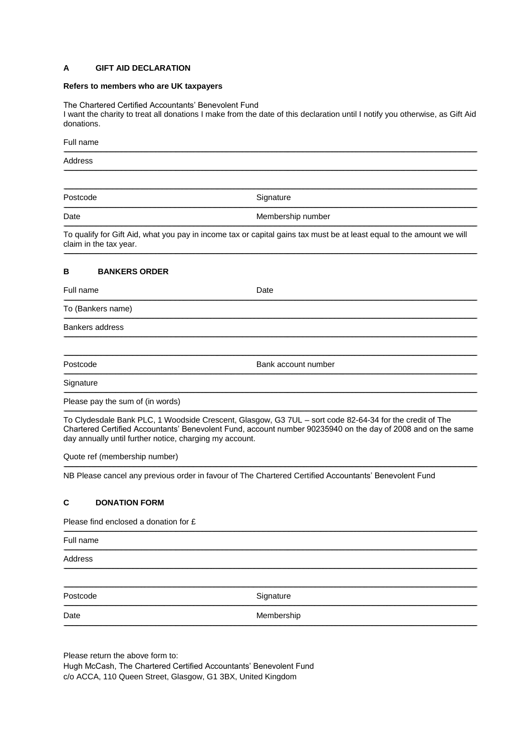## A GIFT AID DECLARATION

**Refers to members who are UK taxpayers**

The Chartered Certified Accountants' Benevolent Fund
I want the charity to treat all donations I make from the date of this declaration until I notify you otherwise, as Gift Aid donations.

Full name

Address

Postcode Signature

Date Membership number

To qualify for Gift Aid, what you pay in income tax or capital gains tax must be at least equal to the amount we will claim in the tax year.

## B BANKERS ORDER

Full name Date

To (Bankers name)

Bankers address

Postcode Bank account number

Signature

Please pay the sum of (in words)

To Clydesdale Bank PLC, 1 Woodside Crescent, Glasgow, G3 7UL – sort code 82-64-34 for the credit of The Chartered Certified Accountants' Benevolent Fund, account number 90235940 on the day of 2008 and on the same day annually until further notice, charging my account.

Quote ref (membership number)

NB Please cancel any previous order in favour of The Chartered Certified Accountants' Benevolent Fund

## C DONATION FORM

Please find enclosed a donation for £

Full name

Address

Postcode Signature

Date Membership

Please return the above form to:
Hugh McCash, The Chartered Certified Accountants' Benevolent Fund
c/o ACCA, 110 Queen Street, Glasgow, G1 3BX, United Kingdom